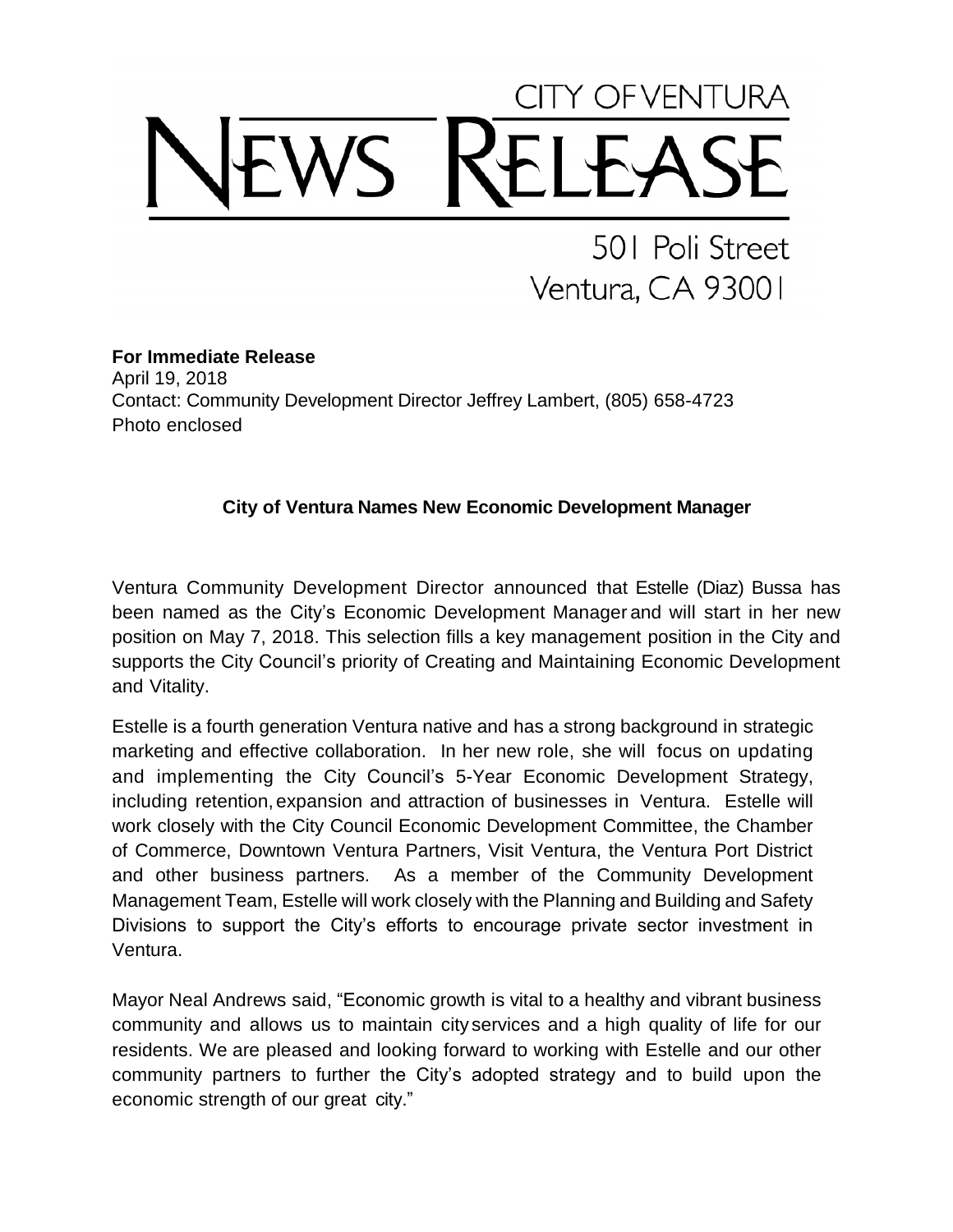# CITY OF VENTURA NEWS RELEASE

501 Poli Street
Ventura, CA 93001

**For Immediate Release**
April 19, 2018
Contact: Community Development Director Jeffrey Lambert, (805) 658-4723
Photo enclosed

## City of Ventura Names New Economic Development Manager

Ventura Community Development Director announced that Estelle (Diaz) Bussa has been named as the City's Economic Development Manager and will start in her new position on May 7, 2018. This selection fills a key management position in the City and supports the City Council's priority of Creating and Maintaining Economic Development and Vitality.

Estelle is a fourth generation Ventura native and has a strong background in strategic marketing and effective collaboration. In her new role, she will focus on updating and implementing the City Council's 5-Year Economic Development Strategy, including retention, expansion and attraction of businesses in Ventura. Estelle will work closely with the City Council Economic Development Committee, the Chamber of Commerce, Downtown Ventura Partners, Visit Ventura, the Ventura Port District and other business partners. As a member of the Community Development Management Team, Estelle will work closely with the Planning and Building and Safety Divisions to support the City's efforts to encourage private sector investment in Ventura.

Mayor Neal Andrews said, "Economic growth is vital to a healthy and vibrant business community and allows us to maintain city services and a high quality of life for our residents. We are pleased and looking forward to working with Estelle and our other community partners to further the City's adopted strategy and to build upon the economic strength of our great city."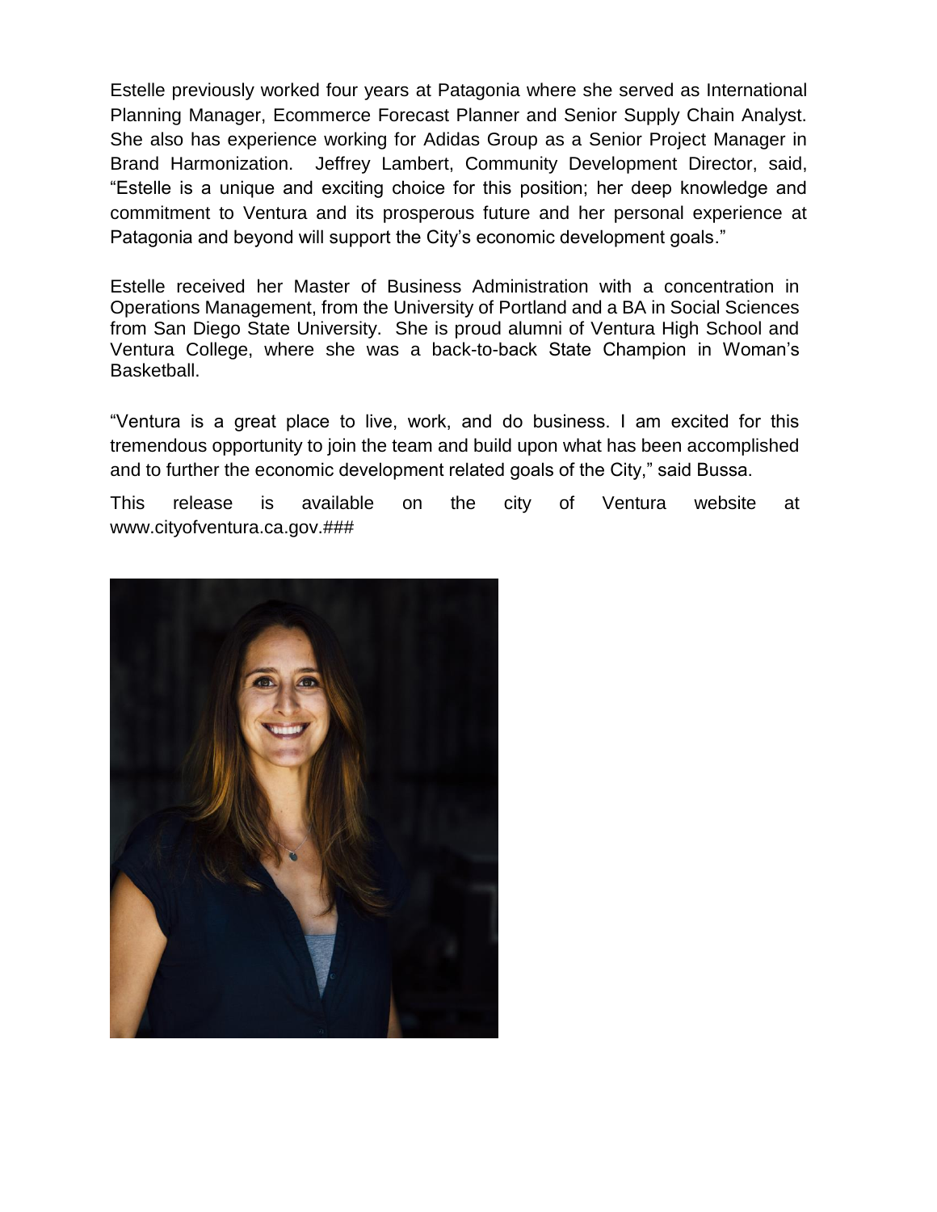Estelle previously worked four years at Patagonia where she served as International Planning Manager, Ecommerce Forecast Planner and Senior Supply Chain Analyst. She also has experience working for Adidas Group as a Senior Project Manager in Brand Harmonization. Jeffrey Lambert, Community Development Director, said, "Estelle is a unique and exciting choice for this position; her deep knowledge and commitment to Ventura and its prosperous future and her personal experience at Patagonia and beyond will support the City's economic development goals."

Estelle received her Master of Business Administration with a concentration in Operations Management, from the University of Portland and a BA in Social Sciences from San Diego State University. She is proud alumni of Ventura High School and Ventura College, where she was a back-to-back State Champion in Woman's Basketball.

"Ventura is a great place to live, work, and do business. I am excited for this tremendous opportunity to join the team and build upon what has been accomplished and to further the economic development related goals of the City," said Bussa.

This release is available on the city of Ventura website at www.cityofventura.ca.gov.###